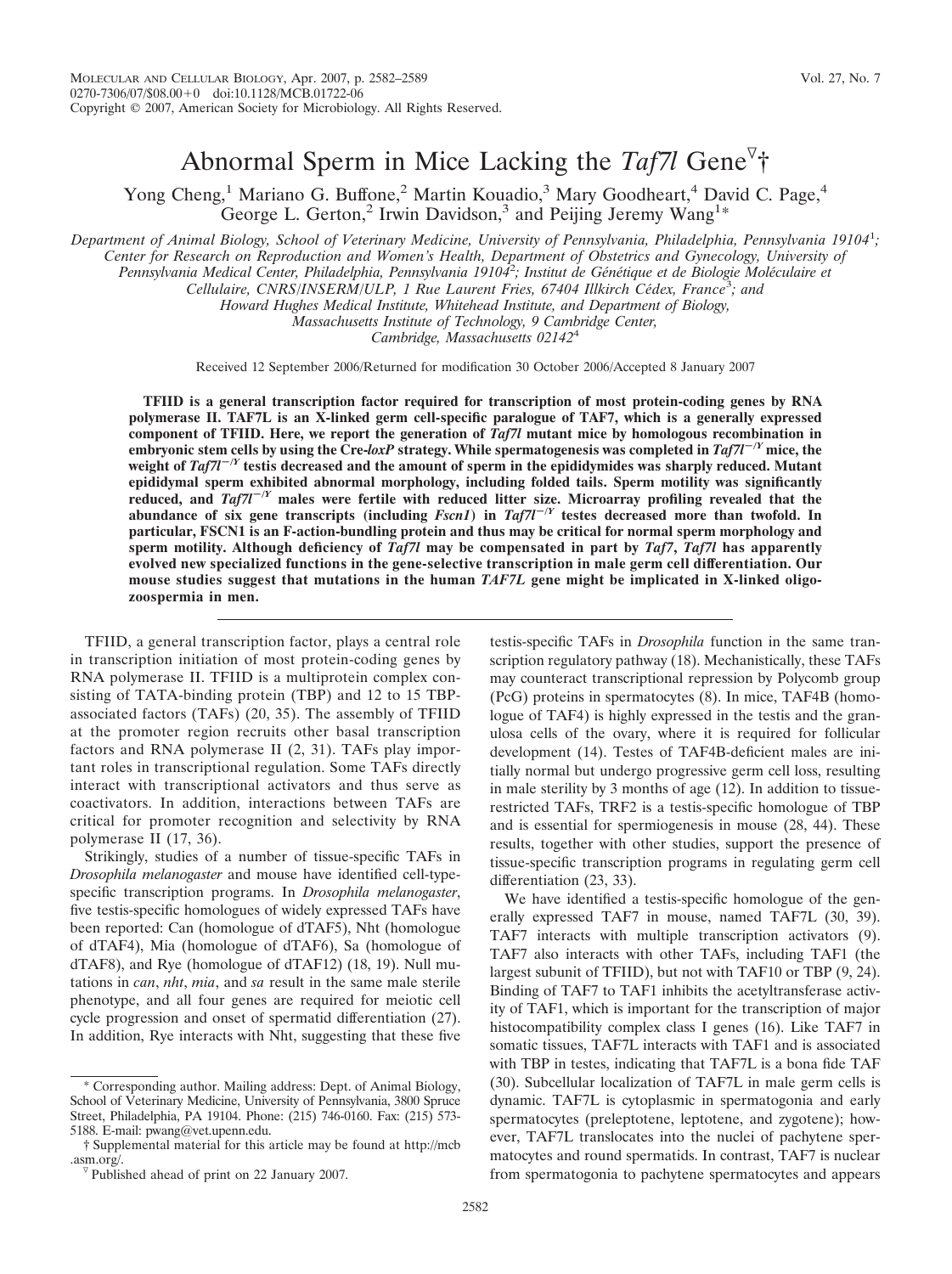# Abnormal Sperm in Mice Lacking the *Taf7l* Gene▽†

Yong Cheng,[1] Mariano G. Buffone,[2] Martin Kouadio,[3] Mary Goodheart,[4] David C. Page,[4] George L. Gerton,[2] Irwin Davidson,[3] and Peijing Jeremy Wang[1]*

*Department of Animal Biology, School of Veterinary Medicine, University of Pennsylvania, Philadelphia, Pennsylvania 19104[1]; Center for Research on Reproduction and Women's Health, Department of Obstetrics and Gynecology, University of Pennsylvania Medical Center, Philadelphia, Pennsylvania 19104[2]; Institut de Génétique et de Biologie Moléculaire et Cellulaire, CNRS/INSERM/ULP, 1 Rue Laurent Fries, 67404 Illkirch Cédex, France[3]; and Howard Hughes Medical Institute, Whitehead Institute, and Department of Biology, Massachusetts Institute of Technology, 9 Cambridge Center, Cambridge, Massachusetts 02142[4]*

Received 12 September 2006/Returned for modification 30 October 2006/Accepted 8 January 2007

**TFIID is a general transcription factor required for transcription of most protein-coding genes by RNA polymerase II. TAF7L is an X-linked germ cell-specific paralogue of TAF7, which is a generally expressed component of TFIID. Here, we report the generation of *Taf7l* mutant mice by homologous recombination in embryonic stem cells by using the Cre-*loxP* strategy. While spermatogenesis was completed in *Taf7l*$^{-/Y}$ mice, the weight of *Taf7l*$^{-/Y}$ testis decreased and the amount of sperm in the epididymides was sharply reduced. Mutant epididymal sperm exhibited abnormal morphology, including folded tails. Sperm motility was significantly reduced, and *Taf7l*$^{-/Y}$ males were fertile with reduced litter size. Microarray profiling revealed that the abundance of six gene transcripts (including *Fscn1*) in *Taf7l*$^{-/Y}$ testes decreased more than twofold. In particular, FSCN1 is an F-action-bundling protein and thus may be critical for normal sperm morphology and sperm motility. Although deficiency of *Taf7l* may be compensated in part by *Taf7*, *Taf7l* has apparently evolved new specialized functions in the gene-selective transcription in male germ cell differentiation. Our mouse studies suggest that mutations in the human *TAF7L* gene might be implicated in X-linked oligozoospermia in men.**

TFIID, a general transcription factor, plays a central role in transcription initiation of most protein-coding genes by RNA polymerase II. TFIID is a multiprotein complex consisting of TATA-binding protein (TBP) and 12 to 15 TBP-associated factors (TAFs) (20, 35). The assembly of TFIID at the promoter region recruits other basal transcription factors and RNA polymerase II (2, 31). TAFs play important roles in transcriptional regulation. Some TAFs directly interact with transcriptional activators and thus serve as coactivators. In addition, interactions between TAFs are critical for promoter recognition and selectivity by RNA polymerase II (17, 36).

Strikingly, studies of a number of tissue-specific TAFs in *Drosophila melanogaster* and mouse have identified cell-type-specific transcription programs. In *Drosophila melanogaster*, five testis-specific homologues of widely expressed TAFs have been reported: Can (homologue of dTAF5), Nht (homologue of dTAF4), Mia (homologue of dTAF6), Sa (homologue of dTAF8), and Rye (homologue of dTAF12) (18, 19). Null mutations in *can*, *nht*, *mia*, and *sa* result in the same male sterile phenotype, and all four genes are required for meiotic cell cycle progression and onset of spermatid differentiation (27). In addition, Rye interacts with Nht, suggesting that these five testis-specific TAFs in *Drosophila* function in the same transcription regulatory pathway (18). Mechanistically, these TAFs may counteract transcriptional repression by Polycomb group (PcG) proteins in spermatocytes (8). In mice, TAF4B (homologue of TAF4) is highly expressed in the testis and the granulosa cells of the ovary, where it is required for follicular development (14). Testes of TAF4B-deficient males are initially normal but undergo progressive germ cell loss, resulting in male sterility by 3 months of age (12). In addition to tissue-restricted TAFs, TRF2 is a testis-specific homologue of TBP and is essential for spermiogenesis in mouse (28, 44). These results, together with other studies, support the presence of tissue-specific transcription programs in regulating germ cell differentiation (23, 33).

We have identified a testis-specific homologue of the generally expressed TAF7 in mouse, named TAF7L (30, 39). TAF7 interacts with multiple transcription activators (9). TAF7 also interacts with other TAFs, including TAF1 (the largest subunit of TFIID), but not with TAF10 or TBP (9, 24). Binding of TAF7 to TAF1 inhibits the acetyltransferase activity of TAF1, which is important for the transcription of major histocompatibility complex class I genes (16). Like TAF7 in somatic tissues, TAF7L interacts with TAF1 and is associated with TBP in testes, indicating that TAF7L is a bona fide TAF (30). Subcellular localization of TAF7L in male germ cells is dynamic. TAF7L is cytoplasmic in spermatogonia and early spermatocytes (preleptotene, leptotene, and zygotene); however, TAF7L translocates into the nuclei of pachytene spermatocytes and round spermatids. In contrast, TAF7 is nuclear from spermatogonia to pachytene spermatocytes and appears

---

* Corresponding author. Mailing address: Dept. of Animal Biology, School of Veterinary Medicine, University of Pennsylvania, 3800 Spruce Street, Philadelphia, PA 19104. Phone: (215) 746-0160. Fax: (215) 573-5188. E-mail: pwang@vet.upenn.edu.

† Supplemental material for this article may be found at http://mcb.asm.org/.

▽ Published ahead of print on 22 January 2007.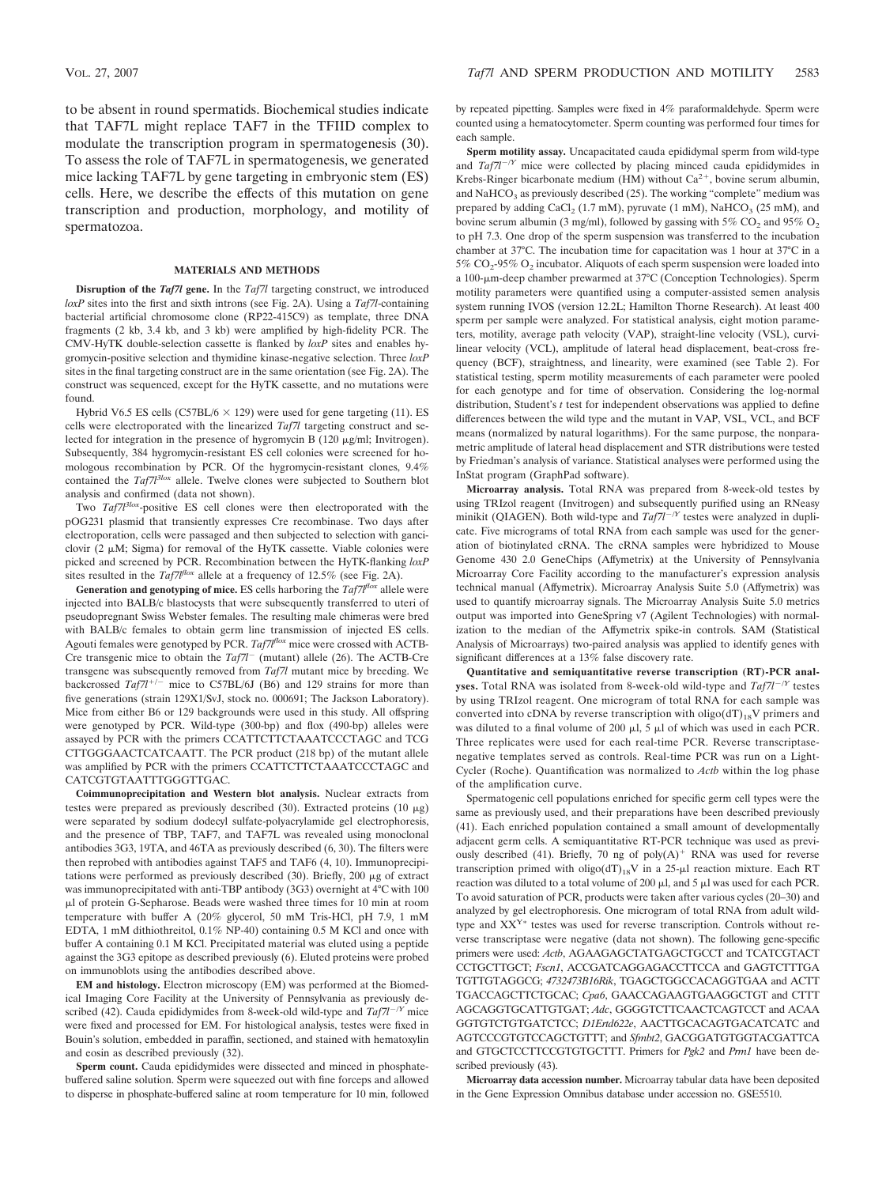to be absent in round spermatids. Biochemical studies indicate that TAF7L might replace TAF7 in the TFIID complex to modulate the transcription program in spermatogenesis (30). To assess the role of TAF7L in spermatogenesis, we generated mice lacking TAF7L by gene targeting in embryonic stem (ES) cells. Here, we describe the effects of this mutation on gene transcription and production, morphology, and motility of spermatozoa.

## MATERIALS AND METHODS

**Disruption of the *Taf7l* gene.** In the *Taf7l* targeting construct, we introduced *loxP* sites into the first and sixth introns (see Fig. 2A). Using a *Taf7l*-containing bacterial artificial chromosome clone (RP22-415C9) as template, three DNA fragments (2 kb, 3.4 kb, and 3 kb) were amplified by high-fidelity PCR. The CMV-HyTK double-selection cassette is flanked by *loxP* sites and enables hygromycin-positive selection and thymidine kinase-negative selection. Three *loxP* sites in the final targeting construct are in the same orientation (see Fig. 2A). The construct was sequenced, except for the HyTK cassette, and no mutations were found.

Hybrid V6.5 ES cells (C57BL/6 × 129) were used for gene targeting (11). ES cells were electroporated with the linearized *Taf7l* targeting construct and selected for integration in the presence of hygromycin B (120 μg/ml; Invitrogen). Subsequently, 384 hygromycin-resistant ES cell colonies were screened for homologous recombination by PCR. Of the hygromycin-resistant clones, 9.4% contained the *Taf7l^{3lox}* allele. Twelve clones were subjected to Southern blot analysis and confirmed (data not shown).

Two *Taf7l^{3lox}*-positive ES cell clones were then electroporated with the pOG231 plasmid that transiently expresses Cre recombinase. Two days after electroporation, cells were passaged and then subjected to selection with ganciclovir (2 μM; Sigma) for removal of the HyTK cassette. Viable colonies were picked and screened by PCR. Recombination between the HyTK-flanking *loxP* sites resulted in the *Taf7l^{flox}* allele at a frequency of 12.5% (see Fig. 2A).

**Generation and genotyping of mice.** ES cells harboring the *Taf7l^{flox}* allele were injected into BALB/c blastocysts that were subsequently transferred to uteri of pseudopregnant Swiss Webster females. The resulting male chimeras were bred with BALB/c females to obtain germ line transmission of injected ES cells. Agouti females were genotyped by PCR. *Taf7l^{flox}* mice were crossed with ACTB-Cre transgenic mice to obtain the *Taf7l^{-}* (mutant) allele (26). The ACTB-Cre transgene was subsequently removed from *Taf7l* mutant mice by breeding. We backcrossed *Taf7l^{+/-}* mice to C57BL/6J (B6) and 129 strains for more than five generations (strain 129X1/SvJ, stock no. 000691; The Jackson Laboratory). Mice from either B6 or 129 backgrounds were used in this study. All offspring were genotyped by PCR. Wild-type (300-bp) and flox (490-bp) alleles were assayed by PCR with the primers CCATTCTTCTAAATCCCTAGC and TCGCTTGGGAACTCATCAATT. The PCR product (218 bp) of the mutant allele was amplified by PCR with the primers CCATTCTTCTAAATCCCTAGC and CATCGTGTAATTTGGGTTGAC.

**Coimmunoprecipitation and Western blot analysis.** Nuclear extracts from testes were prepared as previously described (30). Extracted proteins (10 μg) were separated by sodium dodecyl sulfate-polyacrylamide gel electrophoresis, and the presence of TBP, TAF7, and TAF7L was revealed using monoclonal antibodies 3G3, 19TA, and 46TA as previously described (6, 30). The filters were then reprobed with antibodies against TAF5 and TAF6 (4, 10). Immunoprecipitations were performed as previously described (30). Briefly, 200 μg of extract was immunoprecipitated with anti-TBP antibody (3G3) overnight at 4°C with 100 μl of protein G-Sepharose. Beads were washed three times for 10 min at room temperature with buffer A (20% glycerol, 50 mM Tris-HCl, pH 7.9, 1 mM EDTA, 1 mM dithiothreitol, 0.1% NP-40) containing 0.5 M KCl and once with buffer A containing 0.1 M KCl. Precipitated material was eluted using a peptide against the 3G3 epitope as described previously (6). Eluted proteins were probed on immunoblots using the antibodies described above.

**EM and histology.** Electron microscopy (EM) was performed at the Biomedical Imaging Core Facility at the University of Pennsylvania as previously described (42). Cauda epididymides from 8-week-old wild-type and *Taf7l^{-/Y}* mice were fixed and processed for EM. For histological analysis, testes were fixed in Bouin's solution, embedded in paraffin, sectioned, and stained with hematoxylin and eosin as described previously (32).

**Sperm count.** Cauda epididymides were dissected and minced in phosphate-buffered saline solution. Sperm were squeezed out with fine forceps and allowed to disperse in phosphate-buffered saline at room temperature for 10 min, followed by repeated pipetting. Samples were fixed in 4% paraformaldehyde. Sperm were counted using a hematocytometer. Sperm counting was performed four times for each sample.

**Sperm motility assay.** Uncapacitated cauda epididymal sperm from wild-type and *Taf7l^{-/Y}* mice were collected by placing minced cauda epididymides in Krebs-Ringer bicarbonate medium (HM) without $Ca^{2+}$, bovine serum albumin, and $NaHCO_3$ as previously described (25). The working "complete" medium was prepared by adding $CaCl_2$ (1.7 mM), pyruvate (1 mM), $NaHCO_3$ (25 mM), and bovine serum albumin (3 mg/ml), followed by gassing with 5% $CO_2$ and 95% $O_2$ to pH 7.3. One drop of the sperm suspension was transferred to the incubation chamber at 37°C. The incubation time for capacitation was 1 hour at 37°C in a 5% $CO_2$-95% $O_2$ incubator. Aliquots of each sperm suspension were loaded into a 100-μm-deep chamber prewarmed at 37°C (Conception Technologies). Sperm motility parameters were quantified using a computer-assisted semen analysis system running IVOS (version 12.2L; Hamilton Thorne Research). At least 400 sperm per sample were analyzed. For statistical analysis, eight motion parameters, motility, average path velocity (VAP), straight-line velocity (VSL), curvilinear velocity (VCL), amplitude of lateral head displacement, beat-cross frequency (BCF), straightness, and linearity, were examined (see Table 2). For statistical testing, sperm motility measurements of each parameter were pooled for each genotype and for time of observation. Considering the log-normal distribution, Student's *t* test for independent observations was applied to define differences between the wild type and the mutant in VAP, VSL, VCL, and BCF means (normalized by natural logarithms). For the same purpose, the nonparametric amplitude of lateral head displacement and STR distributions were tested by Friedman's analysis of variance. Statistical analyses were performed using the InStat program (GraphPad software).

**Microarray analysis.** Total RNA was prepared from 8-week-old testes by using TRIzol reagent (Invitrogen) and subsequently purified using an RNeasy minikit (QIAGEN). Both wild-type and *Taf7l^{-/Y}* testes were analyzed in duplicate. Five micrograms of total RNA from each sample was used for the generation of biotinylated cRNA. The cRNA samples were hybridized to Mouse Genome 430 2.0 GeneChips (Affymetrix) at the University of Pennsylvania Microarray Core Facility according to the manufacturer's expression analysis technical manual (Affymetrix). Microarray Analysis Suite 5.0 (Affymetrix) was used to quantify microarray signals. The Microarray Analysis Suite 5.0 metrics output was imported into GeneSpring v7 (Agilent Technologies) with normalization to the median of the Affymetrix spike-in controls. SAM (Statistical Analysis of Microarrays) two-paired analysis was applied to identify genes with significant differences at a 13% false discovery rate.

**Quantitative and semiquantitative reverse transcription (RT)-PCR analyses.** Total RNA was isolated from 8-week-old wild-type and *Taf7l^{-/Y}* testes by using TRIzol reagent. One microgram of total RNA for each sample was converted into cDNA by reverse transcription with oligo$(dT)_{18}$V primers and was diluted to a final volume of 200 μl, 5 μl of which was used in each PCR. Three replicates were used for each real-time PCR. Reverse transcriptase-negative templates served as controls. Real-time PCR was run on a LightCycler (Roche). Quantification was normalized to *Actb* within the log phase of the amplification curve.

Spermatogenic cell populations enriched for specific germ cell types were the same as previously used, and their preparations have been described previously (41). Each enriched population contained a small amount of developmentally adjacent germ cells. A semiquantitative RT-PCR technique was used as previously described (41). Briefly, 70 ng of poly(A)$^+$ RNA was used for reverse transcription primed with oligo$(dT)_{18}$V in a 25-μl reaction mixture. Each RT reaction was diluted to a total volume of 200 μl, and 5 μl was used for each PCR. To avoid saturation of PCR, products were taken after various cycles (20–30) and analyzed by gel electrophoresis. One microgram of total RNA from adult wild-type and $XX^{Y*}$ testes was used for reverse transcription. Controls without reverse transcriptase were negative (data not shown). The following gene-specific primers were used: *Actb*, AGAAGAGCTATGAGCTGCCT and TCATCGTACTCCTGCTTGCT; *Fscn1*, ACCGATCAGGAGACCTTCCA and GAGTCTTTGATGTTGTAGGCG; *4732473B16Rik*, TGAGCTGGCCACAGGTGAA and ACTTTGACCAGCTTCTGCAC; *Cpa6*, GAACCAGAAGTGAAGGCTGT and CTTTAGCAGGTGCATTGTGAT; *Adc*, GGGGTCTTCAACTCAGTCCT and ACAAGGTGTCTGTGATCTCC; *D1Ertd622e*, AACTTGCACAGTGACATCATC and AGTCCCGTGTCCAGCTGTTT; and *Sfmbt2*, GACGGATGTGGTACGATTCA and GTGCTCCTTCCGTGTGCTTT. Primers for *Pgk2* and *Prm1* have been described previously (43).

**Microarray data accession number.** Microarray tabular data have been deposited in the Gene Expression Omnibus database under accession no. GSE5510.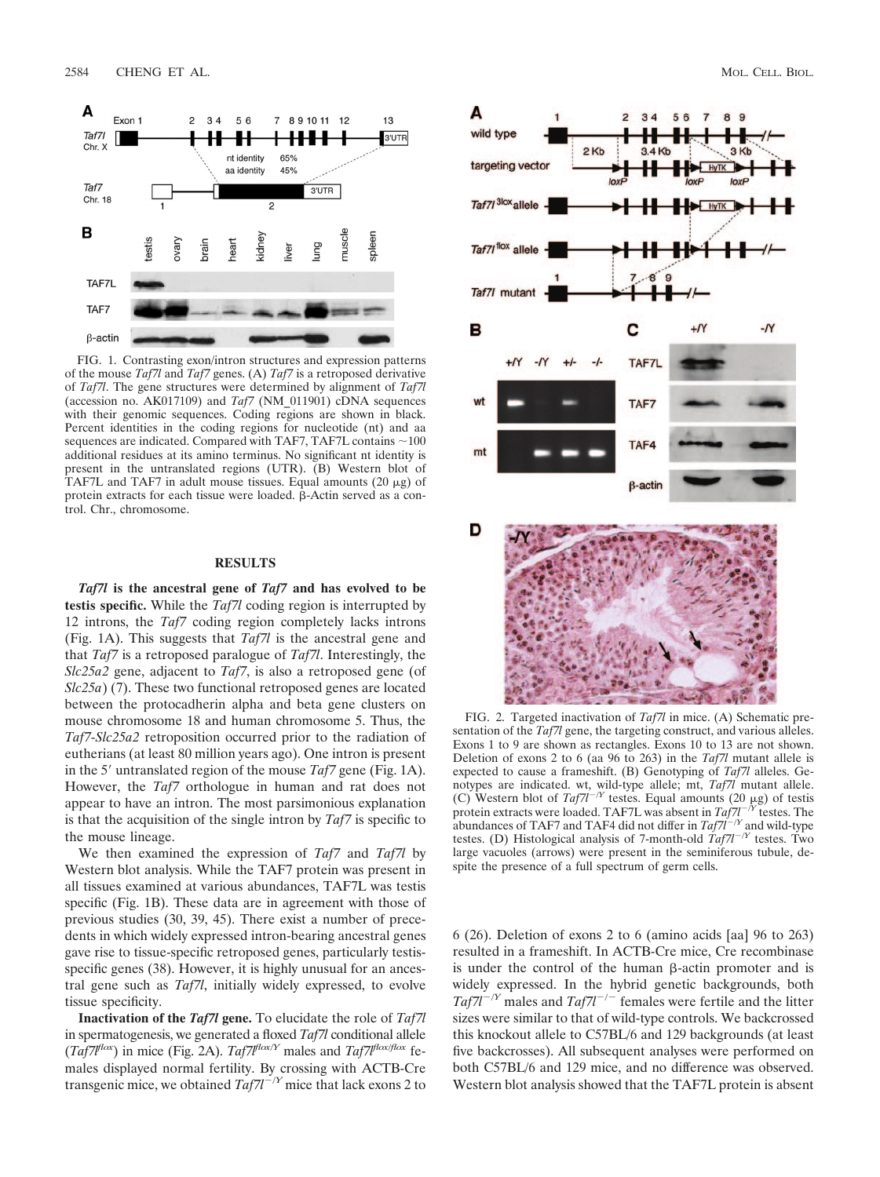FIG. 1. Contrasting exon/intron structures and expression patterns of the mouse *Taf7l* and *Taf7* genes. (A) *Taf7* is a retroposed derivative of *Taf7l*. The gene structures were determined by alignment of *Taf7l* (accession no. AK017109) and *Taf7* (NM_011901) cDNA sequences with their genomic sequences. Coding regions are shown in black. Percent identities in the coding regions for nucleotide (nt) and aa sequences are indicated. Compared with TAF7, TAF7L contains ~100 additional residues at its amino terminus. No significant nt identity is present in the untranslated regions (UTR). (B) Western blot of TAF7L and TAF7 in adult mouse tissues. Equal amounts (20 μg) of protein extracts for each tissue were loaded. β-Actin served as a control. Chr., chromosome.

## RESULTS

***Taf7l* is the ancestral gene of *Taf7* and has evolved to be testis specific.** While the *Taf7l* coding region is interrupted by 12 introns, the *Taf7* coding region completely lacks introns (Fig. 1A). This suggests that *Taf7l* is the ancestral gene and that *Taf7* is a retroposed paralogue of *Taf7l*. Interestingly, the *Slc25a2* gene, adjacent to *Taf7*, is also a retroposed gene (of *Slc25a*) (7). These two functional retroposed genes are located between the protocadherin alpha and beta gene clusters on mouse chromosome 18 and human chromosome 5. Thus, the *Taf7*-*Slc25a2* retroposition occurred prior to the radiation of eutherians (at least 80 million years ago). One intron is present in the 5′ untranslated region of the mouse *Taf7* gene (Fig. 1A). However, the *Taf7* orthologue in human and rat does not appear to have an intron. The most parsimonious explanation is that the acquisition of the single intron by *Taf7* is specific to the mouse lineage.

We then examined the expression of *Taf7* and *Taf7l* by Western blot analysis. While the TAF7 protein was present in all tissues examined at various abundances, TAF7L was testis specific (Fig. 1B). These data are in agreement with those of previous studies (30, 39, 45). There exist a number of precedents in which widely expressed intron-bearing ancestral genes gave rise to tissue-specific retroposed genes, particularly testis-specific genes (38). However, it is highly unusual for an ancestral gene such as *Taf7l*, initially widely expressed, to evolve tissue specificity.

**Inactivation of the *Taf7l* gene.** To elucidate the role of *Taf7l* in spermatogenesis, we generated a floxed *Taf7l* conditional allele ($Taf7l^{flox}$) in mice (Fig. 2A). $Taf7l^{flox/Y}$ males and $Taf7l^{flox/flox}$ females displayed normal fertility. By crossing with ACTB-Cre transgenic mice, we obtained $Taf7l^{-/Y}$ mice that lack exons 2 to 6 (26). Deletion of exons 2 to 6 (amino acids [aa] 96 to 263) resulted in a frameshift. In ACTB-Cre mice, Cre recombinase is under the control of the human β-actin promoter and is widely expressed. In the hybrid genetic backgrounds, both $Taf7l^{-/Y}$ males and $Taf7l^{-/-}$ females were fertile and the litter sizes were similar to that of wild-type controls. We backcrossed this knockout allele to C57BL/6 and 129 backgrounds (at least five backcrosses). All subsequent analyses were performed on both C57BL/6 and 129 mice, and no difference was observed. Western blot analysis showed that the TAF7L protein is absent

FIG. 2. Targeted inactivation of *Taf7l* in mice. (A) Schematic presentation of the *Taf7l* gene, the targeting construct, and various alleles. Exons 1 to 9 are shown as rectangles. Exons 10 to 13 are not shown. Deletion of exons 2 to 6 (aa 96 to 263) in the *Taf7l* mutant allele is expected to cause a frameshift. (B) Genotyping of *Taf7l* alleles. Genotypes are indicated. wt, wild-type allele; mt, *Taf7l* mutant allele. (C) Western blot of $Taf7l^{-/Y}$ testes. Equal amounts (20 μg) of testis protein extracts were loaded. TAF7L was absent in $Taf7l^{-/Y}$ testes. The abundances of TAF7 and TAF4 did not differ in $Taf7l^{-/Y}$ and wild-type testes. (D) Histological analysis of 7-month-old $Taf7l^{-/Y}$ testes. Two large vacuoles (arrows) were present in the seminiferous tubule, despite the presence of a full spectrum of germ cells.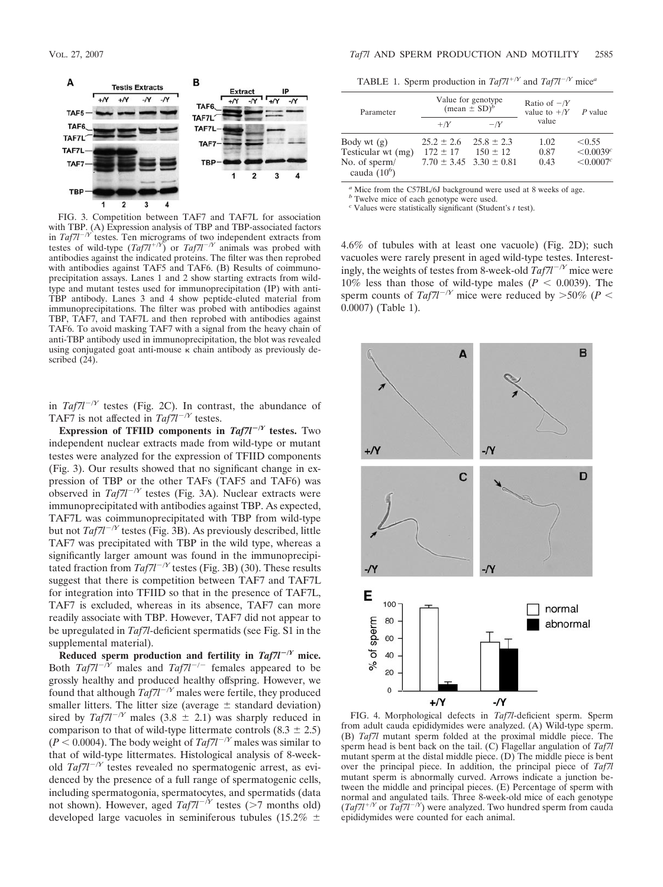FIG. 3. Competition between TAF7 and TAF7L for association with TBP. (A) Expression analysis of TBP and TBP-associated factors in *Taf7l*$^{-/Y}$ testes. Ten micrograms of two independent extracts from testes of wild-type (*Taf7l*$^{+/Y}$) or *Taf7l*$^{-/Y}$ animals was probed with antibodies against the indicated proteins. The filter was then reprobed with antibodies against TAF5 and TAF6. (B) Results of coimmunoprecipitation assays. Lanes 1 and 2 show starting extracts from wild-type and mutant testes used for immunoprecipitation (IP) with anti-TBP antibody. Lanes 3 and 4 show peptide-eluted material from immunoprecipitations. The filter was probed with antibodies against TBP, TAF7, and TAF7L and then reprobed with antibodies against TAF6. To avoid masking TAF7 with a signal from the heavy chain of anti-TBP antibody used in immunoprecipitation, the blot was revealed using conjugated goat anti-mouse κ chain antibody as previously described (24).

in *Taf7l*$^{-/Y}$ testes (Fig. 2C). In contrast, the abundance of TAF7 is not affected in *Taf7l*$^{-/Y}$ testes.

**Expression of TFIID components in *Taf7l*$^{-/Y}$ testes.** Two independent nuclear extracts made from wild-type or mutant testes were analyzed for the expression of TFIID components (Fig. 3). Our results showed that no significant change in expression of TBP or the other TAFs (TAF5 and TAF6) was observed in *Taf7l*$^{-/Y}$ testes (Fig. 3A). Nuclear extracts were immunoprecipitated with antibodies against TBP. As expected, TAF7L was coimmunoprecipitated with TBP from wild-type but not *Taf7l*$^{-/Y}$ testes (Fig. 3B). As previously described, little TAF7 was precipitated with TBP in the wild type, whereas a significantly larger amount was found in the immunoprecipitated fraction from *Taf7l*$^{-/Y}$ testes (Fig. 3B) (30). These results suggest that there is competition between TAF7 and TAF7L for integration into TFIID so that in the presence of TAF7L, TAF7 is excluded, whereas in its absence, TAF7 can more readily associate with TBP. However, TAF7 did not appear to be upregulated in *Taf7l*-deficient spermatids (see Fig. S1 in the supplemental material).

**Reduced sperm production and fertility in *Taf7l*$^{-/Y}$ mice.** Both *Taf7l*$^{-/Y}$ males and *Taf7l*$^{-/-}$ females appeared to be grossly healthy and produced healthy offspring. However, we found that although *Taf7l*$^{-/Y}$ males were fertile, they produced smaller litters. The litter size (average ± standard deviation) sired by *Taf7l*$^{-/Y}$ males (3.8 ± 2.1) was sharply reduced in comparison to that of wild-type littermate controls (8.3 ± 2.5) ($P < 0.0004$). The body weight of *Taf7l*$^{-/Y}$ males was similar to that of wild-type littermates. Histological analysis of 8-week-old *Taf7l*$^{-/Y}$ testes revealed no spermatogenic arrest, as evidenced by the presence of a full range of spermatogenic cells, including spermatogonia, spermatocytes, and spermatids (data not shown). However, aged *Taf7l*$^{-/Y}$ testes (>7 months old) developed large vacuoles in seminiferous tubules (15.2% ± 4.6% of tubules with at least one vacuole) (Fig. 2D); such vacuoles were rarely present in aged wild-type testes. Interestingly, the weights of testes from 8-week-old *Taf7l*$^{-/Y}$ mice were 10% less than those of wild-type males ($P < 0.0039$). The sperm counts of *Taf7l*$^{-/Y}$ mice were reduced by >50% ($P < 0.0007$) (Table 1).

TABLE 1. Sperm production in *Taf7l*$^{+/Y}$ and *Taf7l*$^{-/Y}$ mice[a]

| Parameter | Value for genotype (mean ± SD)[b] | | Ratio of −/Y value to +/Y value | P value |
|---|---|---|---|---|
| | +/Y | −/Y | | |
| Body wt (g) | 25.2 ± 2.6 | 25.8 ± 2.3 | 1.02 | <0.55 |
| Testicular wt (mg) | 172 ± 17 | 150 ± 12 | 0.87 | <0.0039[c] |
| No. of sperm/cauda ($10^6$) | 7.70 ± 3.45 | 3.30 ± 0.81 | 0.43 | <0.0007[c] |

[a] Mice from the C57BL/6J background were used at 8 weeks of age.
[b] Twelve mice of each genotype were used.
[c] Values were statistically significant (Student's *t* test).

FIG. 4. Morphological defects in *Taf7l*-deficient sperm. Sperm from adult cauda epididymides were analyzed. (A) Wild-type sperm. (B) *Taf7l* mutant sperm folded at the proximal middle piece. The sperm head is bent back on the tail. (C) Flagellar angulation of *Taf7l* mutant sperm at the distal middle piece. (D) The middle piece is bent over the principal piece. In addition, the principal piece of *Taf7l* mutant sperm is abnormally curved. Arrows indicate a junction between the middle and principal pieces. (E) Percentage of sperm with normal and angulated tails. Three 8-week-old mice of each genotype (*Taf7l*$^{+/Y}$ or *Taf7l*$^{-/Y}$) were analyzed. Two hundred sperm from cauda epididymides were counted for each animal.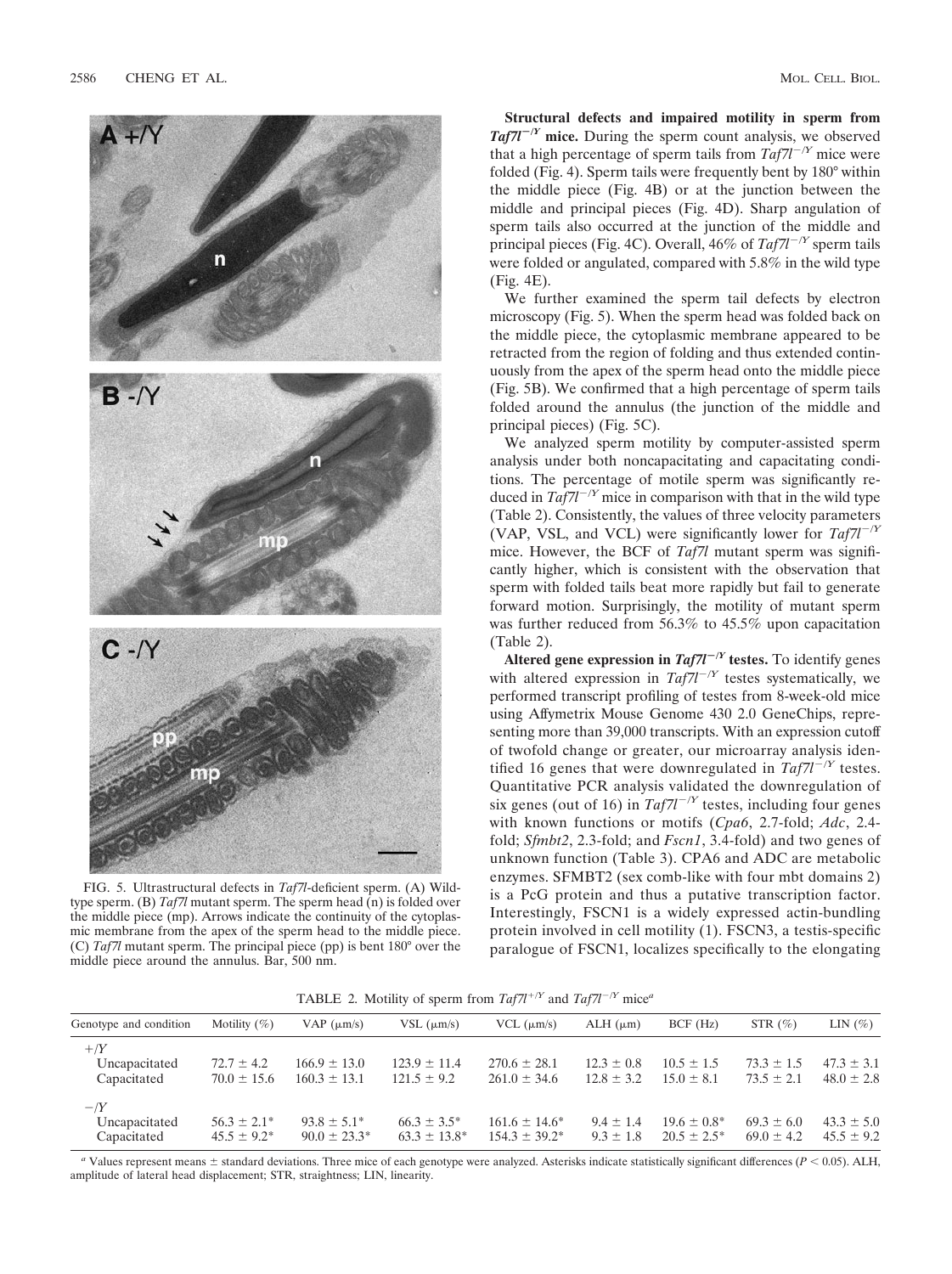FIG. 5. Ultrastructural defects in *Taf7l*-deficient sperm. (A) Wild-type sperm. (B) *Taf7l* mutant sperm. The sperm head (n) is folded over the middle piece (mp). Arrows indicate the continuity of the cytoplasmic membrane from the apex of the sperm head to the middle piece. (C) *Taf7l* mutant sperm. The principal piece (pp) is bent 180° over the middle piece around the annulus. Bar, 500 nm.

**Structural defects and impaired motility in sperm from *Taf7l*$^{-/Y}$ mice.** During the sperm count analysis, we observed that a high percentage of sperm tails from *Taf7l*$^{-/Y}$ mice were folded (Fig. 4). Sperm tails were frequently bent by 180° within the middle piece (Fig. 4B) or at the junction between the middle and principal pieces (Fig. 4D). Sharp angulation of sperm tails also occurred at the junction of the middle and principal pieces (Fig. 4C). Overall, 46% of *Taf7l*$^{-/Y}$ sperm tails were folded or angulated, compared with 5.8% in the wild type (Fig. 4E).

We further examined the sperm tail defects by electron microscopy (Fig. 5). When the sperm head was folded back on the middle piece, the cytoplasmic membrane appeared to be retracted from the region of folding and thus extended continuously from the apex of the sperm head onto the middle piece (Fig. 5B). We confirmed that a high percentage of sperm tails folded around the annulus (the junction of the middle and principal pieces) (Fig. 5C).

We analyzed sperm motility by computer-assisted sperm analysis under both noncapacitating and capacitating conditions. The percentage of motile sperm was significantly reduced in *Taf7l*$^{-/Y}$ mice in comparison with that in the wild type (Table 2). Consistently, the values of three velocity parameters (VAP, VSL, and VCL) were significantly lower for *Taf7l*$^{-/Y}$ mice. However, the BCF of *Taf7l* mutant sperm was significantly higher, which is consistent with the observation that sperm with folded tails beat more rapidly but fail to generate forward motion. Surprisingly, the motility of mutant sperm was further reduced from 56.3% to 45.5% upon capacitation (Table 2).

**Altered gene expression in *Taf7l*$^{-/Y}$ testes.** To identify genes with altered expression in *Taf7l*$^{-/Y}$ testes systematically, we performed transcript profiling of testes from 8-week-old mice using Affymetrix Mouse Genome 430 2.0 GeneChips, representing more than 39,000 transcripts. With an expression cutoff of twofold change or greater, our microarray analysis identified 16 genes that were downregulated in *Taf7l*$^{-/Y}$ testes. Quantitative PCR analysis validated the downregulation of six genes (out of 16) in *Taf7l*$^{-/Y}$ testes, including four genes with known functions or motifs (*Cpa6*, 2.7-fold; *Adc*, 2.4-fold; *Sfmbt2*, 2.3-fold; and *Fscn1*, 3.4-fold) and two genes of unknown function (Table 3). CPA6 and ADC are metabolic enzymes. SFMBT2 (sex comb-like with four mbt domains 2) is a PcG protein and thus a putative transcription factor. Interestingly, FSCN1 is a widely expressed actin-bundling protein involved in cell motility (1). FSCN3, a testis-specific paralogue of FSCN1, localizes specifically to the elongating

TABLE 2. Motility of sperm from *Taf7l*$^{+/Y}$ and *Taf7l*$^{-/Y}$ mice[a]

| Genotype and condition | Motility (%) | VAP (μm/s) | VSL (μm/s) | VCL (μm/s) | ALH (μm) | BCF (Hz) | STR (%) | LIN (%) |
|---|---|---|---|---|---|---|---|---|
| +/Y | | | | | | | | |
| Uncapacitated | 72.7 ± 4.2 | 166.9 ± 13.0 | 123.9 ± 11.4 | 270.6 ± 28.1 | 12.3 ± 0.8 | 10.5 ± 1.5 | 73.3 ± 1.5 | 47.3 ± 3.1 |
| Capacitated | 70.0 ± 15.6 | 160.3 ± 13.1 | 121.5 ± 9.2 | 261.0 ± 34.6 | 12.8 ± 3.2 | 15.0 ± 8.1 | 73.5 ± 2.1 | 48.0 ± 2.8 |
| −/Y | | | | | | | | |
| Uncapacitated | 56.3 ± 2.1* | 93.8 ± 5.1* | 66.3 ± 3.5* | 161.6 ± 14.6* | 9.4 ± 1.4 | 19.6 ± 0.8* | 69.3 ± 6.0 | 43.3 ± 5.0 |
| Capacitated | 45.5 ± 9.2* | 90.0 ± 23.3* | 63.3 ± 13.8* | 154.3 ± 39.2* | 9.3 ± 1.8 | 20.5 ± 2.5* | 69.0 ± 4.2 | 45.5 ± 9.2 |

[a] Values represent means ± standard deviations. Three mice of each genotype were analyzed. Asterisks indicate statistically significant differences ($P < 0.05$). ALH, amplitude of lateral head displacement; STR, straightness; LIN, linearity.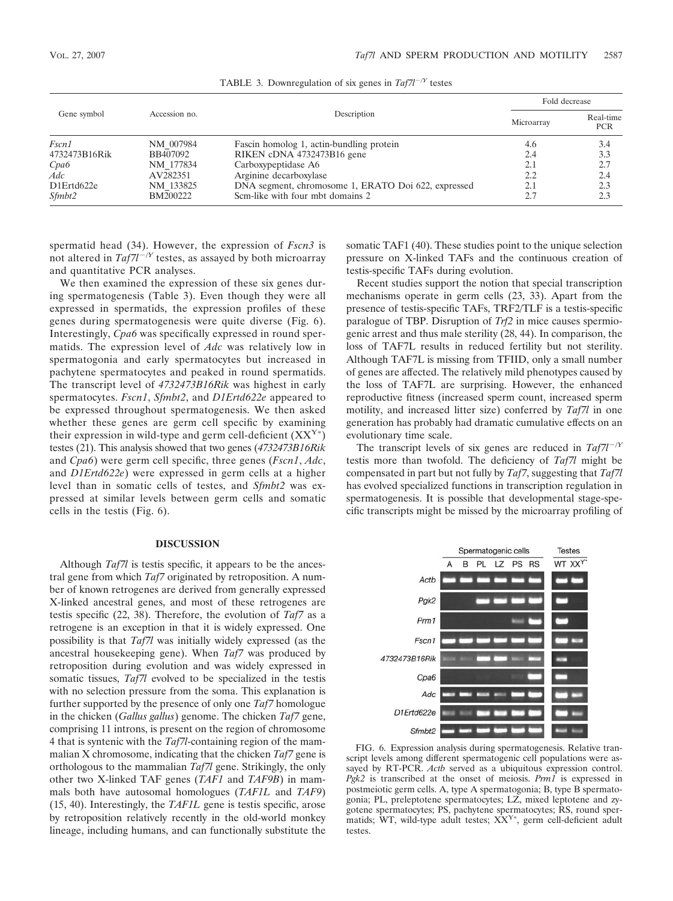TABLE 3. Downregulation of six genes in *Taf7l*$^{-/Y}$ testes

| Gene symbol | Accession no. | Description | Fold decrease | |
|---|---|---|---|---|
| | | | Microarray | Real-time PCR |
| *Fscn1* | NM_007984 | Fascin homolog 1, actin-bundling protein | 4.6 | 3.4 |
| 4732473B16Rik | BB407092 | RIKEN cDNA 4732473B16 gene | 2.4 | 3.3 |
| *Cpa6* | NM_177834 | Carboxypeptidase A6 | 2.1 | 2.7 |
| *Adc* | AV282351 | Arginine decarboxylase | 2.2 | 2.4 |
| D1Ertd622e | NM_133825 | DNA segment, chromosome 1, ERATO Doi 622, expressed | 2.1 | 2.3 |
| *Sfmbt2* | BM200222 | Scm-like with four mbt domains 2 | 2.7 | 2.3 |

spermatid head (34). However, the expression of *Fscn3* is not altered in *Taf7l*$^{-/Y}$ testes, as assayed by both microarray and quantitative PCR analyses.

We then examined the expression of these six genes during spermatogenesis (Table 3). Even though they were all expressed in spermatids, the expression profiles of these genes during spermatogenesis were quite diverse (Fig. 6). Interestingly, *Cpa6* was specifically expressed in round spermatids. The expression level of *Adc* was relatively low in spermatogonia and early spermatocytes but increased in pachytene spermatocytes and peaked in round spermatids. The transcript level of *4732473B16Rik* was highest in early spermatocytes. *Fscn1*, *Sfmbt2*, and *D1Ertd622e* appeared to be expressed throughout spermatogenesis. We then asked whether these genes are germ cell specific by examining their expression in wild-type and germ cell-deficient ($XX^{Y*}$) testes (21). This analysis showed that two genes (*4732473B16Rik* and *Cpa6*) were germ cell specific, three genes (*Fscn1*, *Adc*, and *D1Ertd622e*) were expressed in germ cells at a higher level than in somatic cells of testes, and *Sfmbt2* was expressed at similar levels between germ cells and somatic cells in the testis (Fig. 6).

## DISCUSSION

Although *Taf7l* is testis specific, it appears to be the ancestral gene from which *Taf7* originated by retroposition. A number of known retrogenes are derived from generally expressed X-linked ancestral genes, and most of these retrogenes are testis specific (22, 38). Therefore, the evolution of *Taf7* as a retrogene is an exception in that it is widely expressed. One possibility is that *Taf7l* was initially widely expressed (as the ancestral housekeeping gene). When *Taf7* was produced by retroposition during evolution and was widely expressed in somatic tissues, *Taf7l* evolved to be specialized in the testis with no selection pressure from the soma. This explanation is further supported by the presence of only one *Taf7* homologue in the chicken (*Gallus gallus*) genome. The chicken *Taf7* gene, comprising 11 introns, is present on the region of chromosome 4 that is syntenic with the *Taf7l*-containing region of the mammalian X chromosome, indicating that the chicken *Taf7* gene is orthologous to the mammalian *Taf7l* gene. Strikingly, the only other two X-linked TAF genes (*TAF1* and *TAF9B*) in mammals both have autosomal homologues (*TAF1L* and *TAF9*) (15, 40). Interestingly, the *TAF1L* gene is testis specific, arose by retroposition relatively recently in the old-world monkey lineage, including humans, and can functionally substitute the somatic TAF1 (40). These studies point to the unique selection pressure on X-linked TAFs and the continuous creation of testis-specific TAFs during evolution.

Recent studies support the notion that special transcription mechanisms operate in germ cells (23, 33). Apart from the presence of testis-specific TAFs, TRF2/TLF is a testis-specific paralogue of TBP. Disruption of *Trf2* in mice causes spermiogenic arrest and thus male sterility (28, 44). In comparison, the loss of TAF7L results in reduced fertility but not sterility. Although TAF7L is missing from TFIID, only a small number of genes are affected. The relatively mild phenotypes caused by the loss of TAF7L are surprising. However, the enhanced reproductive fitness (increased sperm count, increased sperm motility, and increased litter size) conferred by *Taf7l* in one generation has probably had dramatic cumulative effects on an evolutionary time scale.

The transcript levels of six genes are reduced in *Taf7l*$^{-/Y}$ testis more than twofold. The deficiency of *Taf7l* might be compensated in part but not fully by *Taf7*, suggesting that *Taf7l* has evolved specialized functions in transcription regulation in spermatogenesis. It is possible that developmental stage-specific transcripts might be missed by the microarray profiling of

FIG. 6. Expression analysis during spermatogenesis. Relative transcript levels among different spermatogenic cell populations were assayed by RT-PCR. *Actb* served as a ubiquitous expression control. *Pgk2* is transcribed at the onset of meiosis. *Prm1* is expressed in postmeiotic germ cells. A, type A spermatogonia; B, type B spermatogonia; PL, preleptotene spermatocytes; LZ, mixed leptotene and zygotene spermatocytes; PS, pachytene spermatocytes; RS, round spermatids; WT, wild-type adult testes; $XX^{Y*}$, germ cell-deficient adult testes.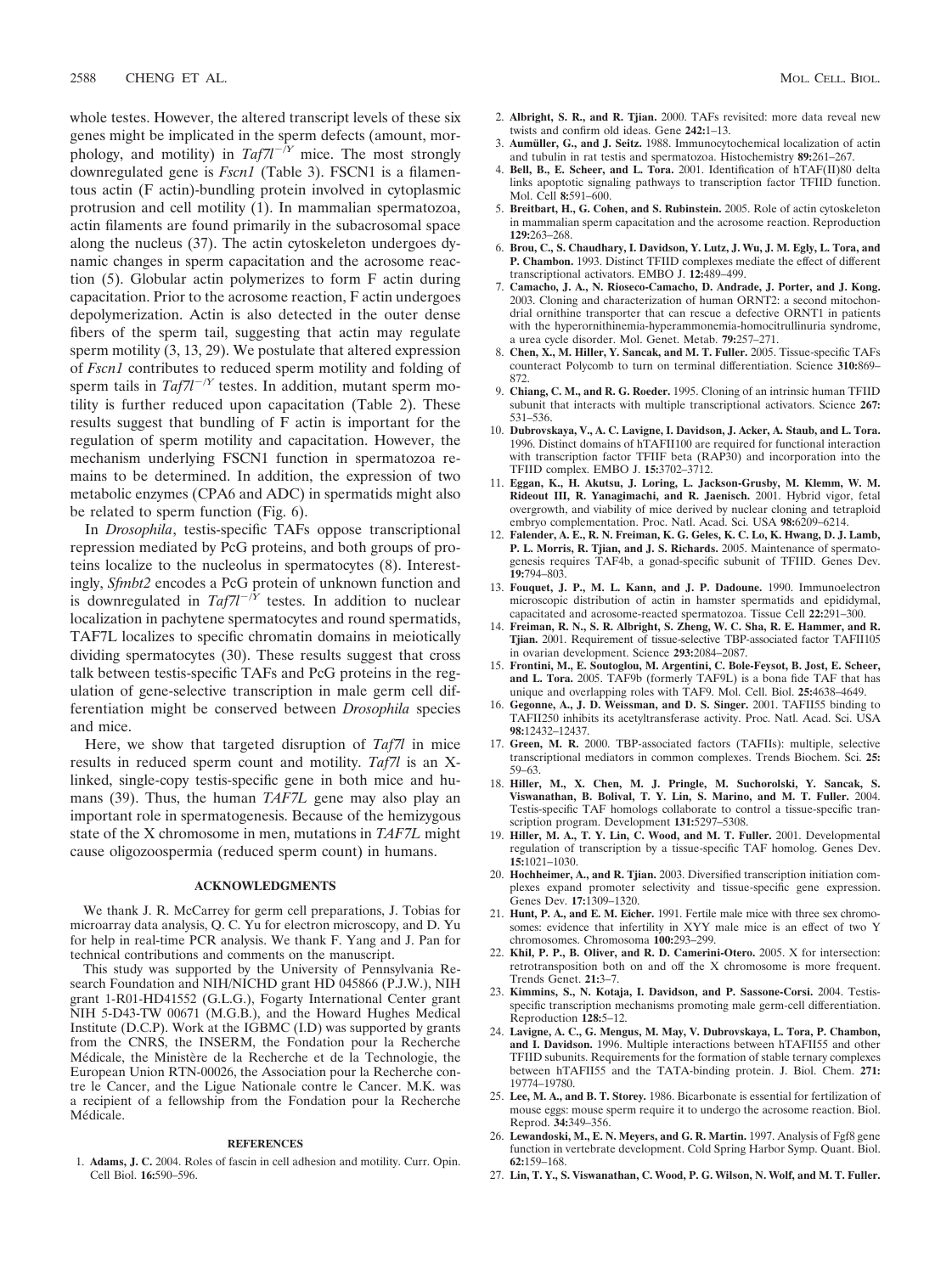whole testes. However, the altered transcript levels of these six genes might be implicated in the sperm defects (amount, morphology, and motility) in *Taf7l*$^{-/Y}$ mice. The most strongly downregulated gene is *Fscn1* (Table 3). FSCN1 is a filamentous actin (F actin)-bundling protein involved in cytoplasmic protrusion and cell motility (1). In mammalian spermatozoa, actin filaments are found primarily in the subacrosomal space along the nucleus (37). The actin cytoskeleton undergoes dynamic changes in sperm capacitation and the acrosome reaction (5). Globular actin polymerizes to form F actin during capacitation. Prior to the acrosome reaction, F actin undergoes depolymerization. Actin is also detected in the outer dense fibers of the sperm tail, suggesting that actin may regulate sperm motility (3, 13, 29). We postulate that altered expression of *Fscn1* contributes to reduced sperm motility and folding of sperm tails in *Taf7l*$^{-/Y}$ testes. In addition, mutant sperm motility is further reduced upon capacitation (Table 2). These results suggest that bundling of F actin is important for the regulation of sperm motility and capacitation. However, the mechanism underlying FSCN1 function in spermatozoa remains to be determined. In addition, the expression of two metabolic enzymes (CPA6 and ADC) in spermatids might also be related to sperm function (Fig. 6).

In *Drosophila*, testis-specific TAFs oppose transcriptional repression mediated by PcG proteins, and both groups of proteins localize to the nucleolus in spermatocytes (8). Interestingly, *Sfmbt2* encodes a PcG protein of unknown function and is downregulated in *Taf7l*$^{-/Y}$ testes. In addition to nuclear localization in pachytene spermatocytes and round spermatids, TAF7L localizes to specific chromatin domains in meiotically dividing spermatocytes (30). These results suggest that cross talk between testis-specific TAFs and PcG proteins in the regulation of gene-selective transcription in male germ cell differentiation might be conserved between *Drosophila* species and mice.

Here, we show that targeted disruption of *Taf7l* in mice results in reduced sperm count and motility. *Taf7l* is an X-linked, single-copy testis-specific gene in both mice and humans (39). Thus, the human *TAF7L* gene may also play an important role in spermatogenesis. Because of the hemizygous state of the X chromosome in men, mutations in *TAF7L* might cause oligozoospermia (reduced sperm count) in humans.

## ACKNOWLEDGMENTS

We thank J. R. McCarrey for germ cell preparations, J. Tobias for microarray data analysis, Q. C. Yu for electron microscopy, and D. Yu for help in real-time PCR analysis. We thank F. Yang and J. Pan for technical contributions and comments on the manuscript.

This study was supported by the University of Pennsylvania Research Foundation and NIH/NICHD grant HD 045866 (P.J.W.), NIH grant 1-R01-HD41552 (G.L.G.), Fogarty International Center grant NIH 5-D43-TW 00671 (M.G.B.), and the Howard Hughes Medical Institute (D.C.P). Work at the IGBMC (I.D) was supported by grants from the CNRS, the INSERM, the Fondation pour la Recherche Médicale, the Ministère de la Recherche et de la Technologie, the European Union RTN-00026, the Association pour la Recherche contre le Cancer, and the Ligue Nationale contre le Cancer. M.K. was a recipient of a fellowship from the Fondation pour la Recherche Médicale.

## REFERENCES

1. **Adams, J. C.** 2004. Roles of fascin in cell adhesion and motility. Curr. Opin. Cell Biol. **16:**590–596.
2. **Albright, S. R., and R. Tjian.** 2000. TAFs revisited: more data reveal new twists and confirm old ideas. Gene **242:**1–13.
3. **Aumüller, G., and J. Seitz.** 1988. Immunocytochemical localization of actin and tubulin in rat testis and spermatozoa. Histochemistry **89:**261–267.
4. **Bell, B., E. Scheer, and L. Tora.** 2001. Identification of hTAF(II)80 delta links apoptotic signaling pathways to transcription factor TFIID function. Mol. Cell **8:**591–600.
5. **Breitbart, H., G. Cohen, and S. Rubinstein.** 2005. Role of actin cytoskeleton in mammalian sperm capacitation and the acrosome reaction. Reproduction **129:**263–268.
6. **Brou, C., S. Chaudhary, I. Davidson, Y. Lutz, J. Wu, J. M. Egly, L. Tora, and P. Chambon.** 1993. Distinct TFIID complexes mediate the effect of different transcriptional activators. EMBO J. **12:**489–499.
7. **Camacho, J. A., N. Rioseco-Camacho, D. Andrade, J. Porter, and J. Kong.** 2003. Cloning and characterization of human ORNT2: a second mitochondrial ornithine transporter that can rescue a defective ORNT1 in patients with the hyperornithinemia-hyperammonemia-homocitrullinuria syndrome, a urea cycle disorder. Mol. Genet. Metab. **79:**257–271.
8. **Chen, X., M. Hiller, Y. Sancak, and M. T. Fuller.** 2005. Tissue-specific TAFs counteract Polycomb to turn on terminal differentiation. Science **310:**869–872.
9. **Chiang, C. M., and R. G. Roeder.** 1995. Cloning of an intrinsic human TFIID subunit that interacts with multiple transcriptional activators. Science **267:** 531–536.
10. **Dubrovskaya, V., A. C. Lavigne, I. Davidson, J. Acker, A. Staub, and L. Tora.** 1996. Distinct domains of hTAFII100 are required for functional interaction with transcription factor TFIIF beta (RAP30) and incorporation into the TFIID complex. EMBO J. **15:**3702–3712.
11. **Eggan, K., H. Akutsu, J. Loring, L. Jackson-Grusby, M. Klemm, W. M. Rideout III, R. Yanagimachi, and R. Jaenisch.** 2001. Hybrid vigor, fetal overgrowth, and viability of mice derived by nuclear cloning and tetraploid embryo complementation. Proc. Natl. Acad. Sci. USA **98:**6209–6214.
12. **Falender, A. E., R. N. Freiman, K. G. Geles, K. C. Lo, K. Hwang, D. J. Lamb, P. L. Morris, R. Tjian, and J. S. Richards.** 2005. Maintenance of spermatogenesis requires TAF4b, a gonad-specific subunit of TFIID. Genes Dev. **19:**794–803.
13. **Fouquet, J. P., M. L. Kann, and J. P. Dadoune.** 1990. Immunoelectron microscopic distribution of actin in hamster spermatids and epididymal, capacitated and acrosome-reacted spermatozoa. Tissue Cell **22:**291–300.
14. **Freiman, R. N., S. R. Albright, S. Zheng, W. C. Sha, R. E. Hammer, and R. Tjian.** 2001. Requirement of tissue-selective TBP-associated factor TAFII105 in ovarian development. Science **293:**2084–2087.
15. **Frontini, M., E. Soutoglou, M. Argentini, C. Bole-Feysot, B. Jost, E. Scheer, and L. Tora.** 2005. TAF9b (formerly TAF9L) is a bona fide TAF that has unique and overlapping roles with TAF9. Mol. Cell. Biol. **25:**4638–4649.
16. **Gegonne, A., J. D. Weissman, and D. S. Singer.** 2001. TAFII55 binding to TAFII250 inhibits its acetyltransferase activity. Proc. Natl. Acad. Sci. USA **98:**12432–12437.
17. **Green, M. R.** 2000. TBP-associated factors (TAFIIs): multiple, selective transcriptional mediators in common complexes. Trends Biochem. Sci. **25:** 59–63.
18. **Hiller, M., X. Chen, M. J. Pringle, M. Suchorolski, Y. Sancak, S. Viswanathan, B. Bolival, T. Y. Lin, S. Marino, and M. T. Fuller.** 2004. Testis-specific TAF homologs collaborate to control a tissue-specific transcription program. Development **131:**5297–5308.
19. **Hiller, M. A., T. Y. Lin, C. Wood, and M. T. Fuller.** 2001. Developmental regulation of transcription by a tissue-specific TAF homolog. Genes Dev. **15:**1021–1030.
20. **Hochheimer, A., and R. Tjian.** 2003. Diversified transcription initiation complexes expand promoter selectivity and tissue-specific gene expression. Genes Dev. **17:**1309–1320.
21. **Hunt, P. A., and E. M. Eicher.** 1991. Fertile male mice with three sex chromosomes: evidence that infertility in XYY male mice is an effect of two Y chromosomes. Chromosoma **100:**293–299.
22. **Khil, P. P., B. Oliver, and R. D. Camerini-Otero.** 2005. X for intersection: retrotransposition both on and off the X chromosome is more frequent. Trends Genet. **21:**3–7.
23. **Kimmins, S., N. Kotaja, I. Davidson, and P. Sassone-Corsi.** 2004. Testis-specific transcription mechanisms promoting male germ-cell differentiation. Reproduction **128:**5–12.
24. **Lavigne, A. C., G. Mengus, M. May, V. Dubrovskaya, L. Tora, P. Chambon, and I. Davidson.** 1996. Multiple interactions between hTAFII55 and other TFIID subunits. Requirements for the formation of stable ternary complexes between hTAFII55 and the TATA-binding protein. J. Biol. Chem. **271:** 19774–19780.
25. **Lee, M. A., and B. T. Storey.** 1986. Bicarbonate is essential for fertilization of mouse eggs: mouse sperm require it to undergo the acrosome reaction. Biol. Reprod. **34:**349–356.
26. **Lewandoski, M., E. N. Meyers, and G. R. Martin.** 1997. Analysis of Fgf8 gene function in vertebrate development. Cold Spring Harbor Symp. Quant. Biol. **62:**159–168.
27. **Lin, T. Y., S. Viswanathan, C. Wood, P. G. Wilson, N. Wolf, and M. T. Fuller.**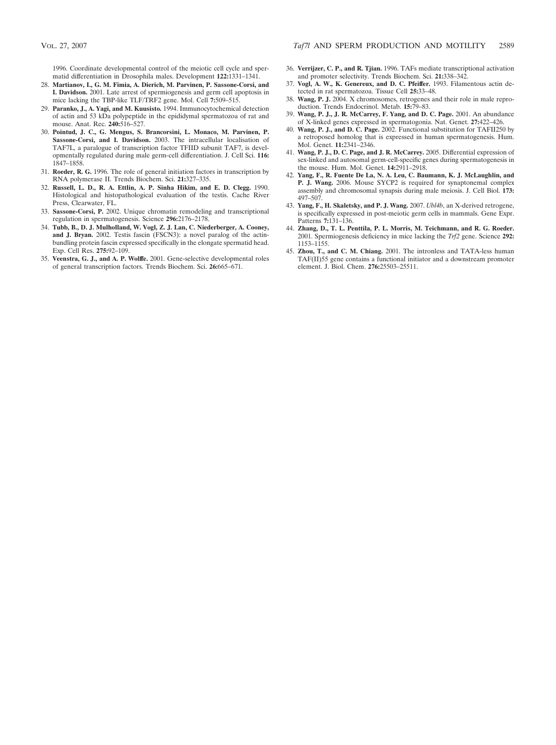1996. Coordinate developmental control of the meiotic cell cycle and spermatid differentiation in Drosophila males. Development **122:**1331–1341.

28. **Martianov, I., G. M. Fimia, A. Dierich, M. Parvinen, P. Sassone-Corsi, and I. Davidson.** 2001. Late arrest of spermiogenesis and germ cell apoptosis in mice lacking the TBP-like TLF/TRF2 gene. Mol. Cell **7:**509–515.
29. **Paranko, J., A. Yagi, and M. Kuusisto.** 1994. Immunocytochemical detection of actin and 53 kDa polypeptide in the epididymal spermatozoa of rat and mouse. Anat. Rec. **240:**516–527.
30. **Pointud, J. C., G. Mengus, S. Brancorsini, L. Monaco, M. Parvinen, P. Sassone-Corsi, and I. Davidson.** 2003. The intracellular localisation of TAF7L, a paralogue of transcription factor TFIID subunit TAF7, is developmentally regulated during male germ-cell differentiation. J. Cell Sci. **116:** 1847–1858.
31. **Roeder, R. G.** 1996. The role of general initiation factors in transcription by RNA polymerase II. Trends Biochem. Sci. **21:**327–335.
32. **Russell, L. D., R. A. Ettlin, A. P. Sinha Hikim, and E. D. Clegg.** 1990. Histological and histopathological evaluation of the testis. Cache River Press, Clearwater, FL.
33. **Sassone-Corsi, P.** 2002. Unique chromatin remodeling and transcriptional regulation in spermatogenesis. Science **296:**2176–2178.
34. **Tubb, B., D. J. Mulholland, W. Vogl, Z. J. Lan, C. Niederberger, A. Cooney, and J. Bryan.** 2002. Testis fascin (FSCN3): a novel paralog of the actin-bundling protein fascin expressed specifically in the elongate spermatid head. Exp. Cell Res. **275:**92–109.
35. **Veenstra, G. J., and A. P. Wolffe.** 2001. Gene-selective developmental roles of general transcription factors. Trends Biochem. Sci. **26:**665–671.
36. **Verrijzer, C. P., and R. Tjian.** 1996. TAFs mediate transcriptional activation and promoter selectivity. Trends Biochem. Sci. **21:**338–342.
37. **Vogl, A. W., K. Genereux, and D. C. Pfeiffer.** 1993. Filamentous actin detected in rat spermatozoa. Tissue Cell **25:**33–48.
38. **Wang, P. J.** 2004. X chromosomes, retrogenes and their role in male reproduction. Trends Endocrinol. Metab. **15:**79–83.
39. **Wang, P. J., J. R. McCarrey, F. Yang, and D. C. Page.** 2001. An abundance of X-linked genes expressed in spermatogonia. Nat. Genet. **27:**422–426.
40. **Wang, P. J., and D. C. Page.** 2002. Functional substitution for TAFII250 by a retroposed homolog that is expressed in human spermatogenesis. Hum. Mol. Genet. **11:**2341–2346.
41. **Wang, P. J., D. C. Page, and J. R. McCarrey.** 2005. Differential expression of sex-linked and autosomal germ-cell-specific genes during spermatogenesis in the mouse. Hum. Mol. Genet. **14:**2911–2918.
42. **Yang, F., R. Fuente De La, N. A. Leu, C. Baumann, K. J. McLaughlin, and P. J. Wang.** 2006. Mouse SYCP2 is required for synaptonemal complex assembly and chromosomal synapsis during male meiosis. J. Cell Biol. **173:** 497–507.
43. **Yang, F., H. Skaletsky, and P. J. Wang.** 2007. *Ubl4b*, an X-derived retrogene, is specifically expressed in post-meiotic germ cells in mammals. Gene Expr. Patterns **7:**131–136.
44. **Zhang, D., T. L. Penttila, P. L. Morris, M. Teichmann, and R. G. Roeder.** 2001. Spermiogenesis deficiency in mice lacking the *Trf2* gene. Science **292:** 1153–1155.
45. **Zhou, T., and C. M. Chiang.** 2001. The intronless and TATA-less human TAF(II)55 gene contains a functional initiator and a downstream promoter element. J. Biol. Chem. **276:**25503–25511.